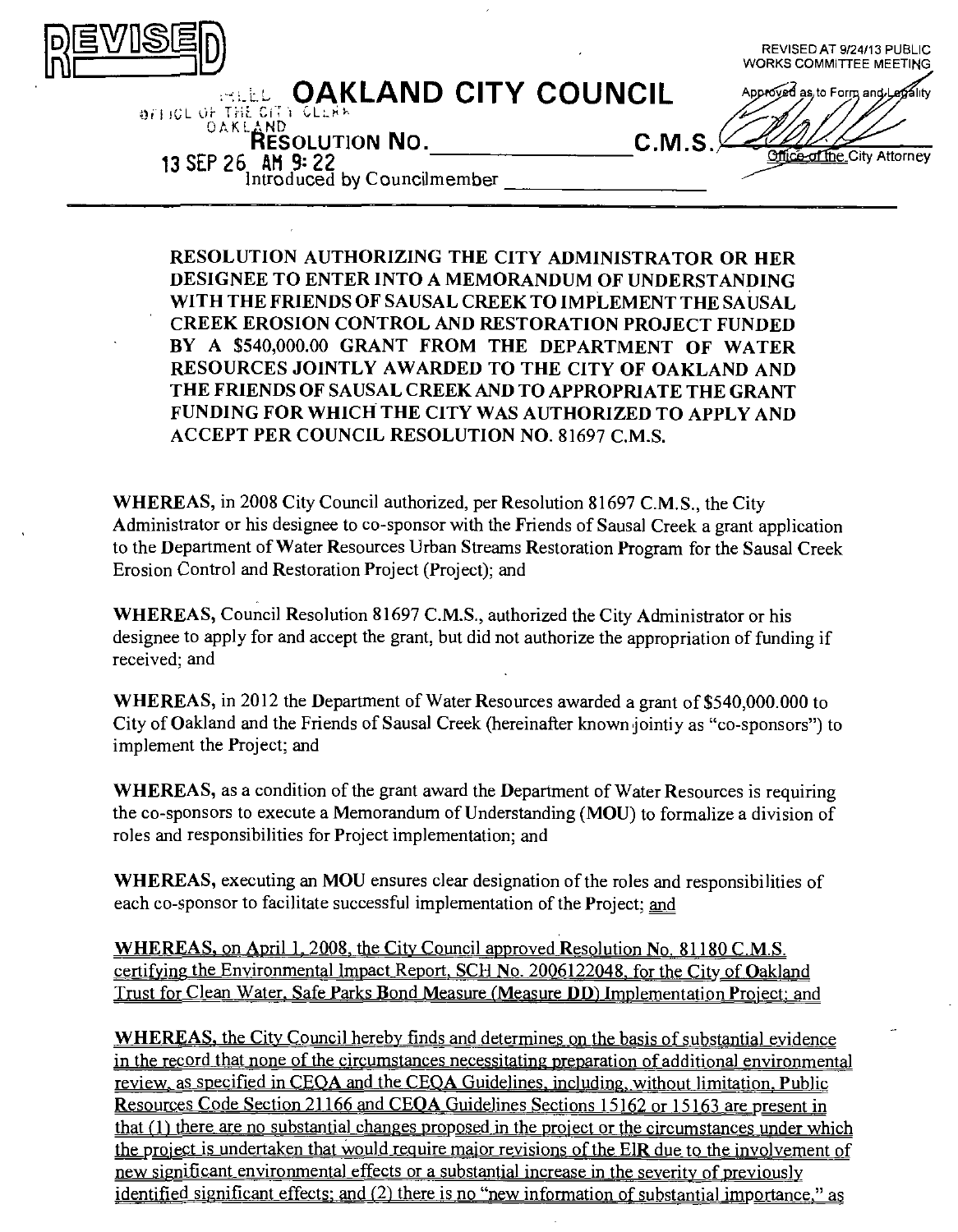REVISED

REVISED AT 9/24/13 PUBLIC WORKS COMMITTEE MEETING

FILED OFFICE OF THE CITY CLERK OAKLAND

13 SEP 26 AM 9:22

# OAKLAND CITY COUNCIL

Approved as to Form and Legality

Office of the City Attorney

RESOLUTION NO. _______________ C.M.S.

Introduced by Councilmember _______________

**RESOLUTION AUTHORIZING THE CITY ADMINISTRATOR OR HER DESIGNEE TO ENTER INTO A MEMORANDUM OF UNDERSTANDING WITH THE FRIENDS OF SAUSAL CREEK TO IMPLEMENT THE SAUSAL CREEK EROSION CONTROL AND RESTORATION PROJECT FUNDED BY A $540,000.00 GRANT FROM THE DEPARTMENT OF WATER RESOURCES JOINTLY AWARDED TO THE CITY OF OAKLAND AND THE FRIENDS OF SAUSAL CREEK AND TO APPROPRIATE THE GRANT FUNDING FOR WHICH THE CITY WAS AUTHORIZED TO APPLY AND ACCEPT PER COUNCIL RESOLUTION NO. 81697 C.M.S.**

**WHEREAS,** in 2008 City Council authorized, per Resolution 81697 C.M.S., the City Administrator or his designee to co-sponsor with the Friends of Sausal Creek a grant application to the Department of Water Resources Urban Streams Restoration Program for the Sausal Creek Erosion Control and Restoration Project (Project); and

**WHEREAS,** Council Resolution 81697 C.M.S., authorized the City Administrator or his designee to apply for and accept the grant, but did not authorize the appropriation of funding if received; and

**WHEREAS,** in 2012 the Department of Water Resources awarded a grant of $540,000.000 to City of Oakland and the Friends of Sausal Creek (hereinafter known jointly as "co-sponsors") to implement the Project; and

**WHEREAS,** as a condition of the grant award the Department of Water Resources is requiring the co-sponsors to execute a Memorandum of Understanding (MOU) to formalize a division of roles and responsibilities for Project implementation; and

**WHEREAS,** executing an MOU ensures clear designation of the roles and responsibilities of each co-sponsor to facilitate successful implementation of the Project; and

**WHEREAS,** on April 1, 2008, the City Council approved Resolution No. 81180 C.M.S. certifying the Environmental Impact Report, SCH No. 2006122048, for the City of Oakland Trust for Clean Water, Safe Parks Bond Measure (Measure DD) Implementation Project; and

**WHEREAS,** the City Council hereby finds and determines on the basis of substantial evidence in the record that none of the circumstances necessitating preparation of additional environmental review, as specified in CEQA and the CEQA Guidelines, including, without limitation, Public Resources Code Section 21166 and CEQA Guidelines Sections 15162 or 15163 are present in that (1) there are no substantial changes proposed in the project or the circumstances under which the project is undertaken that would require major revisions of the EIR due to the involvement of new significant environmental effects or a substantial increase in the severity of previously identified significant effects; and (2) there is no "new information of substantial importance," as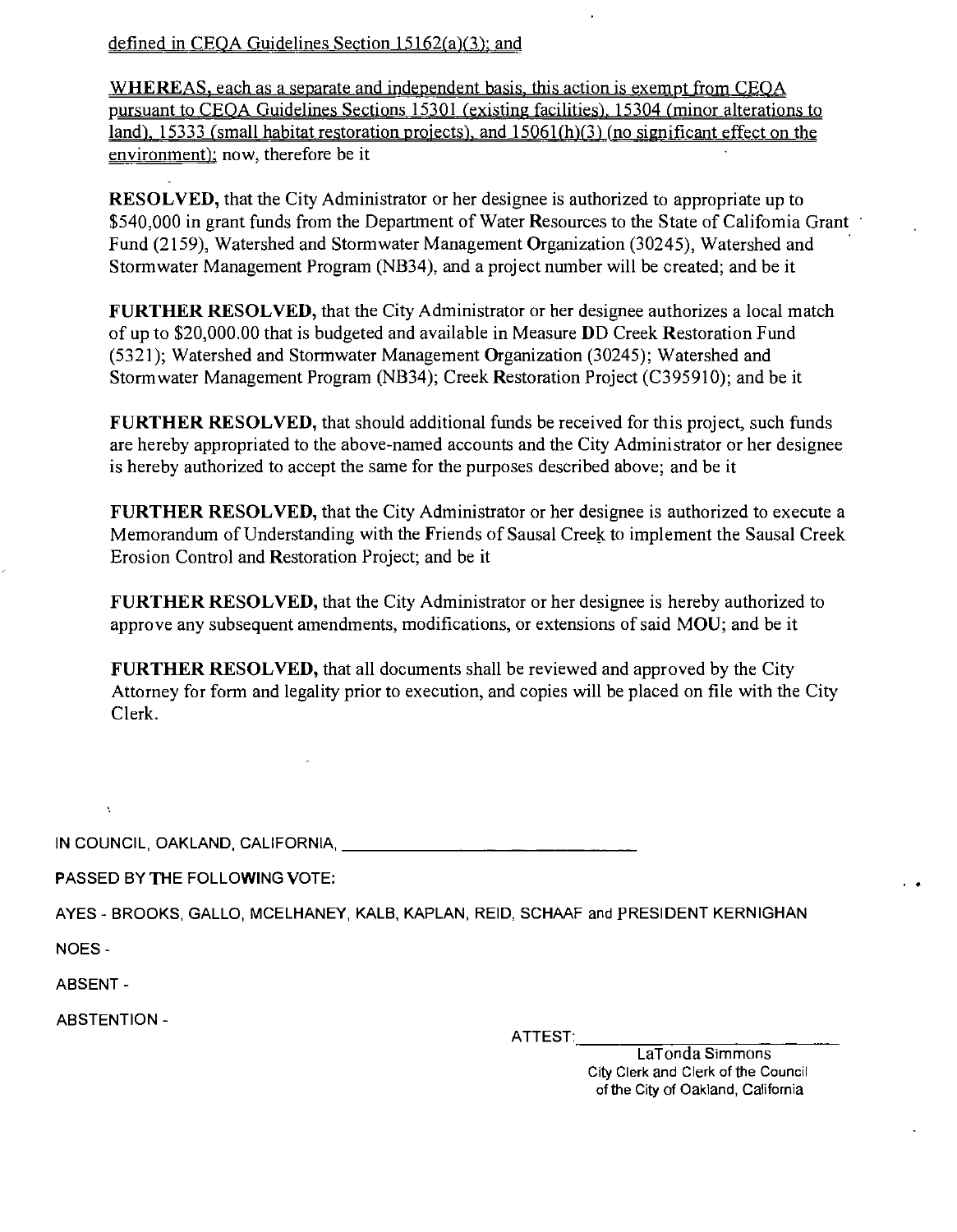defined in CEQA Guidelines Section 15162(a)(3); and

WHEREAS, each as a separate and independent basis, this action is exempt from CEQA pursuant to CEQA Guidelines Sections 15301 (existing facilities), 15304 (minor alterations to land), 15333 (small habitat restoration projects), and 15061(b)(3) (no significant effect on the environment); now, therefore be it

**RESOLVED,** that the City Administrator or her designee is authorized to appropriate up to $540,000 in grant funds from the Department of Water Resources to the State of California Grant Fund (2159), Watershed and Stormwater Management Organization (30245), Watershed and Stormwater Management Program (NB34), and a project number will be created; and be it

**FURTHER RESOLVED,** that the City Administrator or her designee authorizes a local match of up to $20,000.00 that is budgeted and available in Measure DD Creek Restoration Fund (5321); Watershed and Stormwater Management Organization (30245); Watershed and Stormwater Management Program (NB34); Creek Restoration Project (C395910); and be it

**FURTHER RESOLVED,** that should additional funds be received for this project, such funds are hereby appropriated to the above-named accounts and the City Administrator or her designee is hereby authorized to accept the same for the purposes described above; and be it

**FURTHER RESOLVED,** that the City Administrator or her designee is authorized to execute a Memorandum of Understanding with the Friends of Sausal Creek to implement the Sausal Creek Erosion Control and Restoration Project; and be it

**FURTHER RESOLVED,** that the City Administrator or her designee is hereby authorized to approve any subsequent amendments, modifications, or extensions of said MOU; and be it

**FURTHER RESOLVED,** that all documents shall be reviewed and approved by the City Attorney for form and legality prior to execution, and copies will be placed on file with the City Clerk.

IN COUNCIL, OAKLAND, CALIFORNIA, ______________________________

PASSED BY THE FOLLOWING VOTE:

AYES - BROOKS, GALLO, MCELHANEY, KALB, KAPLAN, REID, SCHAAF and PRESIDENT KERNIGHAN

NOES -

ABSENT -

ABSTENTION -

ATTEST: ______________________

LaTonda Simmons
City Clerk and Clerk of the Council
of the City of Oakland, California